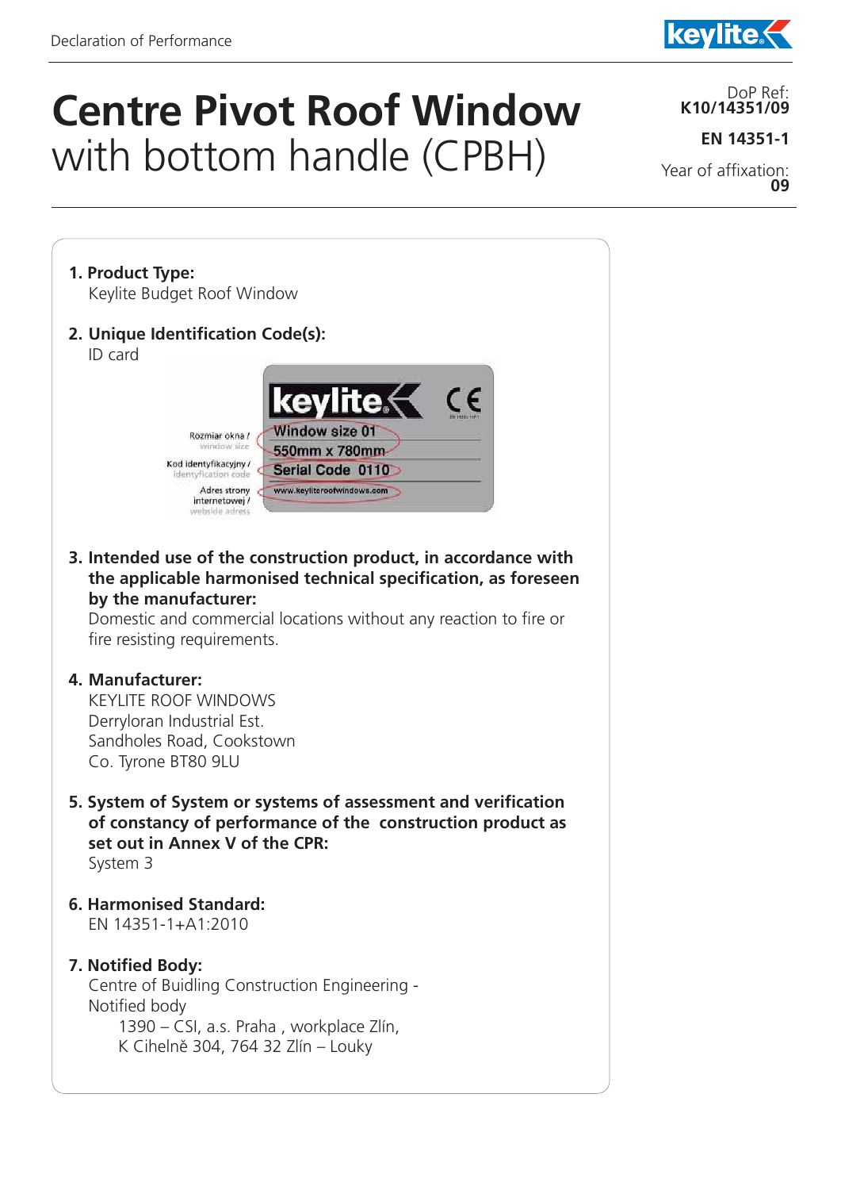Declaration of Performance

# Centre Pivot Roof Window with bottom handle (CPBH)

DoP Ref:
**K10/14351/09**

**EN 14351-1**

Year of affixation:
**09**

**1. Product Type:**
Keylite Budget Roof Window

**2. Unique Identification Code(s):**
ID card

Rozmiar okna / window size — Window size 01, 550mm x 780mm
Kod identyfikacyjny / identyfication code — Serial Code 0110
Adres strony internetowej / webside adress — www.keyliteroofwindows.com

**3. Intended use of the construction product, in accordance with the applicable harmonised technical specification, as foreseen by the manufacturer:**
Domestic and commercial locations without any reaction to fire or fire resisting requirements.

**4. Manufacturer:**
KEYLITE ROOF WINDOWS
Derryloran Industrial Est.
Sandholes Road, Cookstown
Co. Tyrone BT80 9LU

**5. System of System or systems of assessment and verification of constancy of performance of the construction product as set out in Annex V of the CPR:**
System 3

**6. Harmonised Standard:**
EN 14351-1+A1:2010

**7. Notified Body:**
Centre of Buidling Construction Engineering - Notified body
1390 – CSI, a.s. Praha , workplace Zlín,
K Cihelně 304, 764 32 Zlín – Louky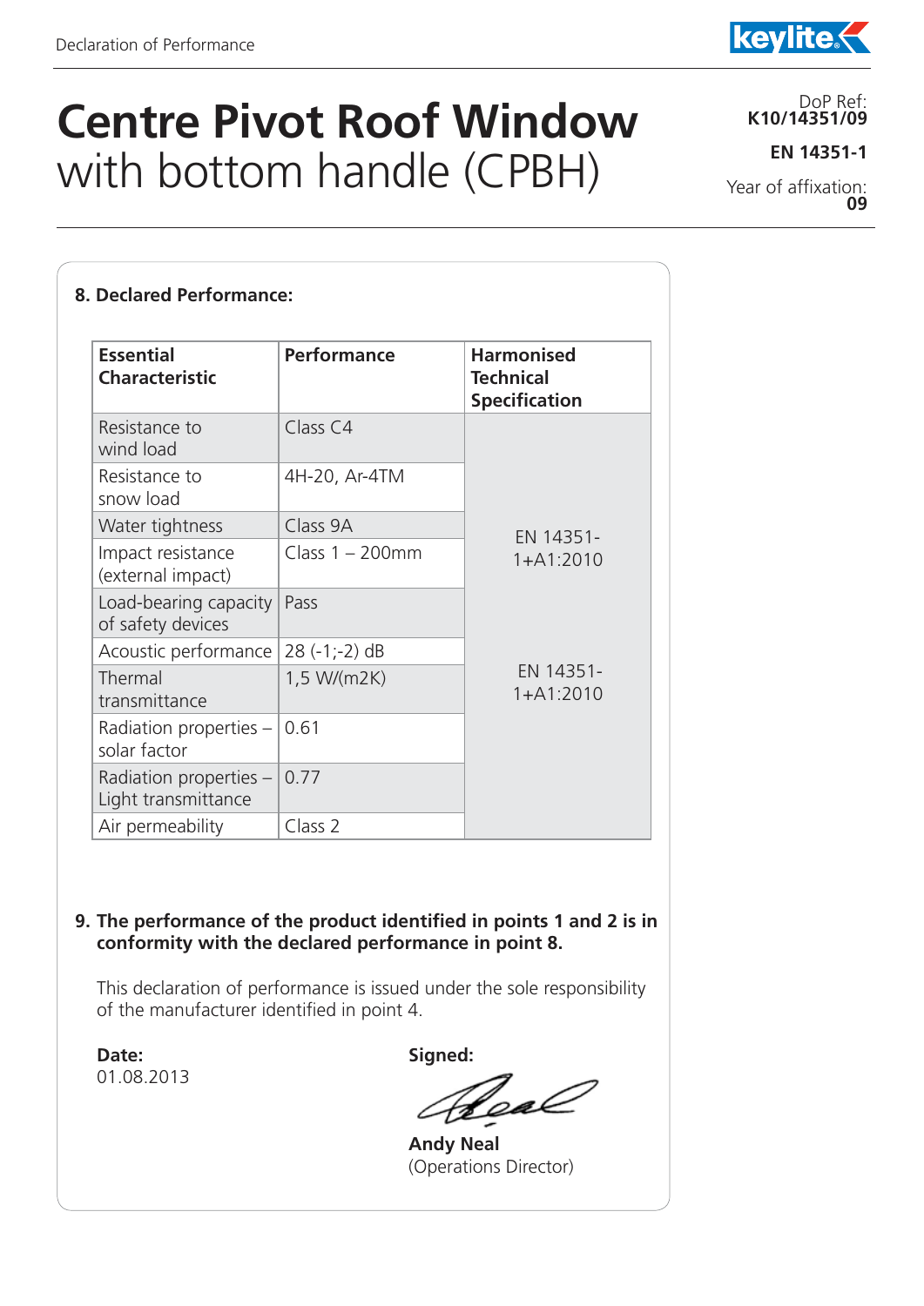# Centre Pivot Roof Window with bottom handle (CPBH)

DoP Ref: **K10/14351/09**

**EN 14351-1**

Year of affixation: **09**

### 8. Declared Performance:

| Essential Characteristic | Performance | Harmonised Technical Specification |
|---|---|---|
| Resistance to wind load | Class C4 | EN 14351-1+A1:2010 |
| Resistance to snow load | 4H-20, Ar-4TM | |
| Water tightness | Class 9A | |
| Impact resistance (external impact) | Class 1 – 200mm | |
| Load-bearing capacity of safety devices | Pass | |
| Acoustic performance | 28 (-1;-2) dB | EN 14351-1+A1:2010 |
| Thermal transmittance | 1,5 W/(m2K) | |
| Radiation properties – solar factor | 0.61 | |
| Radiation properties – Light transmittance | 0.77 | |
| Air permeability | Class 2 | |

### 9. The performance of the product identified in points 1 and 2 is in conformity with the declared performance in point 8.

This declaration of performance is issued under the sole responsibility of the manufacturer identified in point 4.

**Date:**
01.08.2013

**Signed:**

**Andy Neal**
(Operations Director)